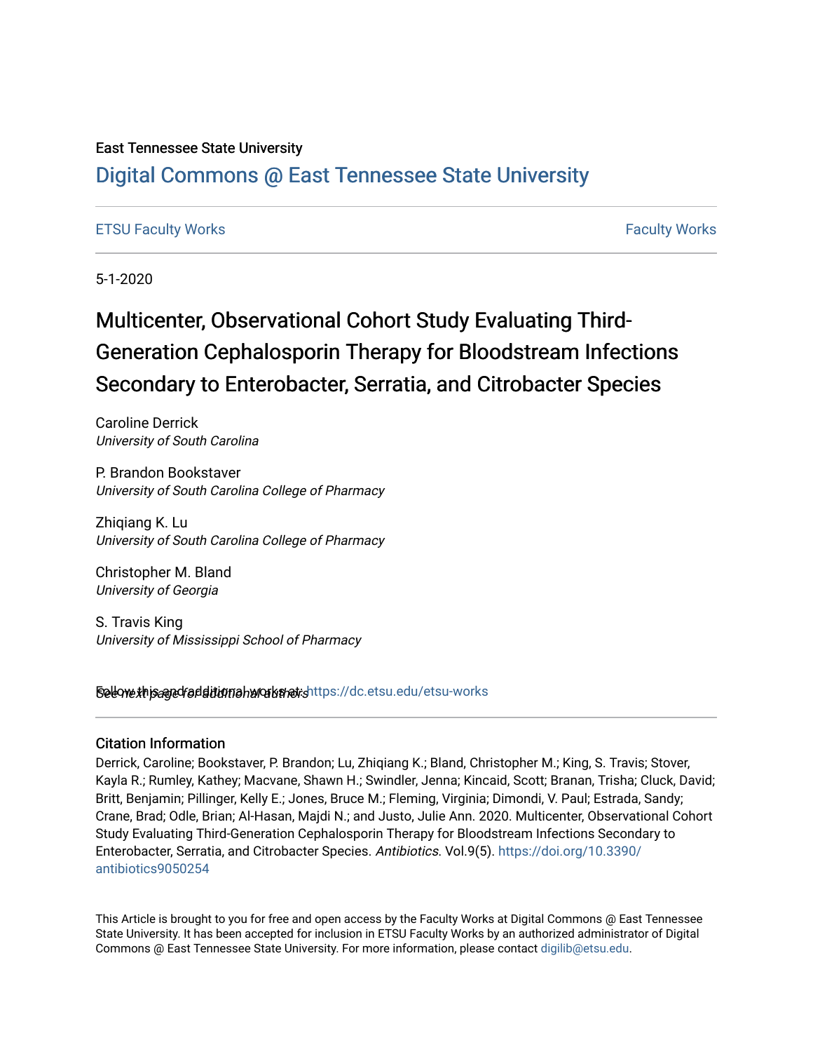East Tennessee State University

# Digital Commons @ East Tennessee State University

ETSU Faculty Works

Faculty Works

5-1-2020

# Multicenter, Observational Cohort Study Evaluating Third-Generation Cephalosporin Therapy for Bloodstream Infections Secondary to Enterobacter, Serratia, and Citrobacter Species

Caroline Derrick
*University of South Carolina*

P. Brandon Bookstaver
*University of South Carolina College of Pharmacy*

Zhiqiang K. Lu
*University of South Carolina College of Pharmacy*

Christopher M. Bland
*University of Georgia*

S. Travis King
*University of Mississippi School of Pharmacy*

*See next page for additional authors*

Follow this and additional works at: https://dc.etsu.edu/etsu-works

## Citation Information

Derrick, Caroline; Bookstaver, P. Brandon; Lu, Zhiqiang K.; Bland, Christopher M.; King, S. Travis; Stover, Kayla R.; Rumley, Kathey; Macvane, Shawn H.; Swindler, Jenna; Kincaid, Scott; Branan, Trisha; Cluck, David; Britt, Benjamin; Pillinger, Kelly E.; Jones, Bruce M.; Fleming, Virginia; Dimondi, V. Paul; Estrada, Sandy; Crane, Brad; Odle, Brian; Al-Hasan, Majdi N.; and Justo, Julie Ann. 2020. Multicenter, Observational Cohort Study Evaluating Third-Generation Cephalosporin Therapy for Bloodstream Infections Secondary to Enterobacter, Serratia, and Citrobacter Species. *Antibiotics*. Vol.9(5). https://doi.org/10.3390/antibiotics9050254

This Article is brought to you for free and open access by the Faculty Works at Digital Commons @ East Tennessee State University. It has been accepted for inclusion in ETSU Faculty Works by an authorized administrator of Digital Commons @ East Tennessee State University. For more information, please contact digilib@etsu.edu.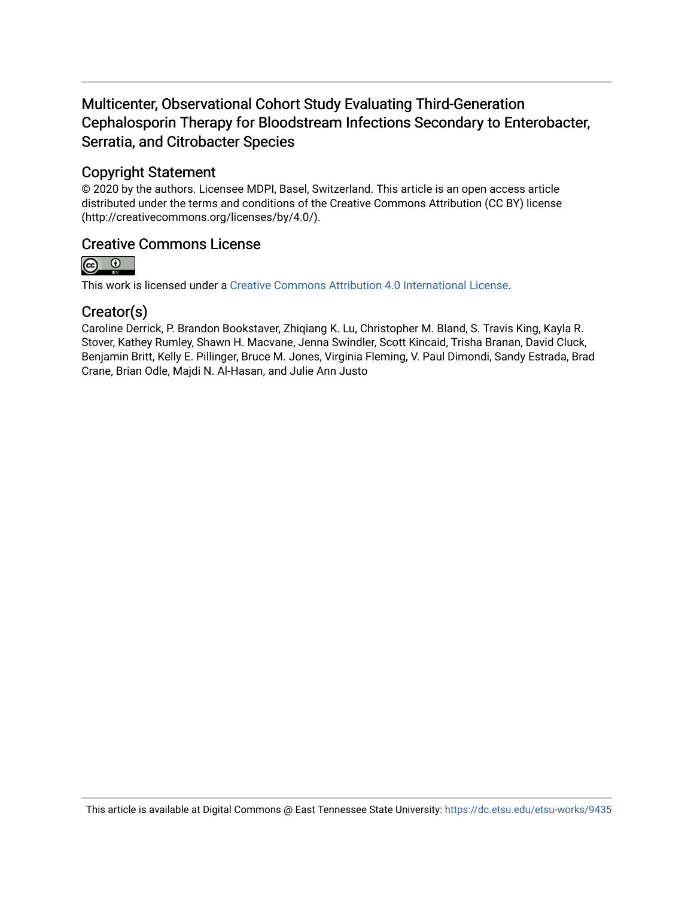# Multicenter, Observational Cohort Study Evaluating Third-Generation Cephalosporin Therapy for Bloodstream Infections Secondary to Enterobacter, Serratia, and Citrobacter Species

## Copyright Statement

© 2020 by the authors. Licensee MDPI, Basel, Switzerland. This article is an open access article distributed under the terms and conditions of the Creative Commons Attribution (CC BY) license (http://creativecommons.org/licenses/by/4.0/).

## Creative Commons License

This work is licensed under a Creative Commons Attribution 4.0 International License.

## Creator(s)

Caroline Derrick, P. Brandon Bookstaver, Zhiqiang K. Lu, Christopher M. Bland, S. Travis King, Kayla R. Stover, Kathey Rumley, Shawn H. Macvane, Jenna Swindler, Scott Kincaid, Trisha Branan, David Cluck, Benjamin Britt, Kelly E. Pillinger, Bruce M. Jones, Virginia Fleming, V. Paul Dimondi, Sandy Estrada, Brad Crane, Brian Odle, Majdi N. Al-Hasan, and Julie Ann Justo

This article is available at Digital Commons @ East Tennessee State University: https://dc.etsu.edu/etsu-works/9435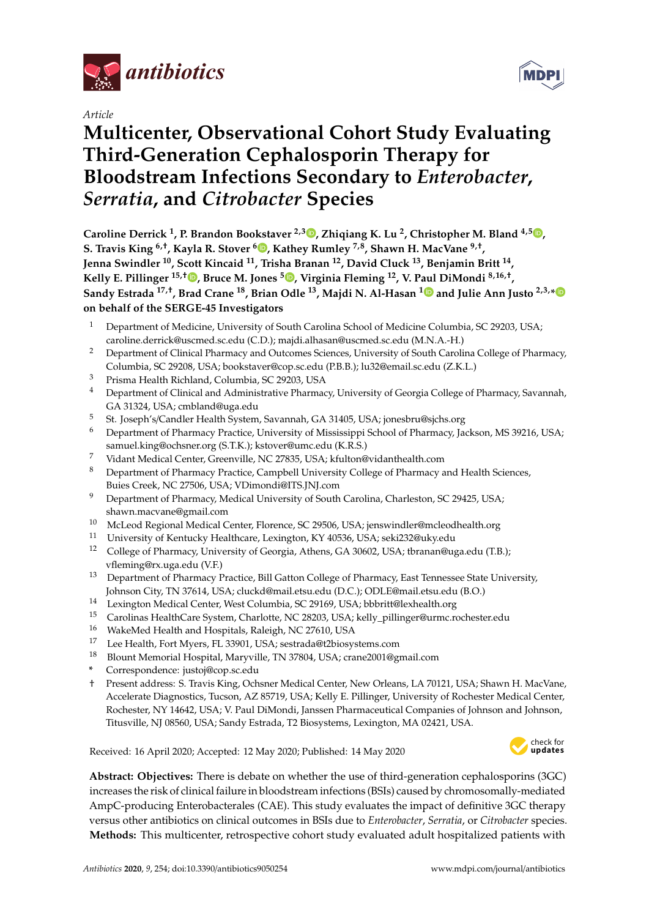Article

# Multicenter, Observational Cohort Study Evaluating Third-Generation Cephalosporin Therapy for Bloodstream Infections Secondary to *Enterobacter*, *Serratia*, and *Citrobacter* Species

**Caroline Derrick [1], P. Brandon Bookstaver [2,3], Zhiqiang K. Lu [2], Christopher M. Bland [4,5], S. Travis King [6,†], Kayla R. Stover [6], Kathey Rumley [7,8], Shawn H. MacVane [9,†], Jenna Swindler [10], Scott Kincaid [11], Trisha Branan [12], David Cluck [13], Benjamin Britt [14], Kelly E. Pillinger [15,†], Bruce M. Jones [5], Virginia Fleming [12], V. Paul DiMondi [8,16,†], Sandy Estrada [17,†], Brad Crane [18], Brian Odle [13], Majdi N. Al-Hasan [1] and Julie Ann Justo [2,3,*] on behalf of the SERGE-45 Investigators**

1. Department of Medicine, University of South Carolina School of Medicine Columbia, SC 29203, USA; caroline.derrick@uscmed.sc.edu (C.D.); majdi.alhasan@uscmed.sc.edu (M.N.A.-H.)
2. Department of Clinical Pharmacy and Outcomes Sciences, University of South Carolina College of Pharmacy, Columbia, SC 29208, USA; bookstaver@cop.sc.edu (P.B.B.); lu32@email.sc.edu (Z.K.L.)
3. Prisma Health Richland, Columbia, SC 29203, USA
4. Department of Clinical and Administrative Pharmacy, University of Georgia College of Pharmacy, Savannah, GA 31324, USA; cmbland@uga.edu
5. St. Joseph's/Candler Health System, Savannah, GA 31405, USA; jonesbru@sjchs.org
6. Department of Pharmacy Practice, University of Mississippi School of Pharmacy, Jackson, MS 39216, USA; samuel.king@ochsner.org (S.T.K.); kstover@umc.edu (K.R.S.)
7. Vidant Medical Center, Greenville, NC 27835, USA; kfulton@vidanthealth.com
8. Department of Pharmacy Practice, Campbell University College of Pharmacy and Health Sciences, Buies Creek, NC 27506, USA; VDimondi@ITS.JNJ.com
9. Department of Pharmacy, Medical University of South Carolina, Charleston, SC 29425, USA; shawn.macvane@gmail.com
10. McLeod Regional Medical Center, Florence, SC 29506, USA; jenswindler@mcleodhealth.org
11. University of Kentucky Healthcare, Lexington, KY 40536, USA; seki232@uky.edu
12. College of Pharmacy, University of Georgia, Athens, GA 30602, USA; tbranan@uga.edu (T.B.); vfleming@rx.uga.edu (V.F.)
13. Department of Pharmacy Practice, Bill Gatton College of Pharmacy, East Tennessee State University, Johnson City, TN 37614, USA; cluckd@mail.etsu.edu (D.C.); ODLE@mail.etsu.edu (B.O.)
14. Lexington Medical Center, West Columbia, SC 29169, USA; bbbritt@lexhealth.org
15. Carolinas HealthCare System, Charlotte, NC 28203, USA; kelly_pillinger@urmc.rochester.edu
16. WakeMed Health and Hospitals, Raleigh, NC 27610, USA
17. Lee Health, Fort Myers, FL 33901, USA; sestrada@t2biosystems.com
18. Blount Memorial Hospital, Maryville, TN 37804, USA; crane2001@gmail.com

\* Correspondence: justoj@cop.sc.edu

† Present address: S. Travis King, Ochsner Medical Center, New Orleans, LA 70121, USA; Shawn H. MacVane, Accelerate Diagnostics, Tucson, AZ 85719, USA; Kelly E. Pillinger, University of Rochester Medical Center, Rochester, NY 14642, USA; V. Paul DiMondi, Janssen Pharmaceutical Companies of Johnson and Johnson, Titusville, NJ 08560, USA; Sandy Estrada, T2 Biosystems, Lexington, MA 02421, USA.

Received: 16 April 2020; Accepted: 12 May 2020; Published: 14 May 2020

**Abstract: Objectives:** There is debate on whether the use of third-generation cephalosporins (3GC) increases the risk of clinical failure in bloodstream infections (BSIs) caused by chromosomally-mediated AmpC-producing Enterobacterales (CAE). This study evaluates the impact of definitive 3GC therapy versus other antibiotics on clinical outcomes in BSIs due to *Enterobacter*, *Serratia*, or *Citrobacter* species. **Methods:** This multicenter, retrospective cohort study evaluated adult hospitalized patients with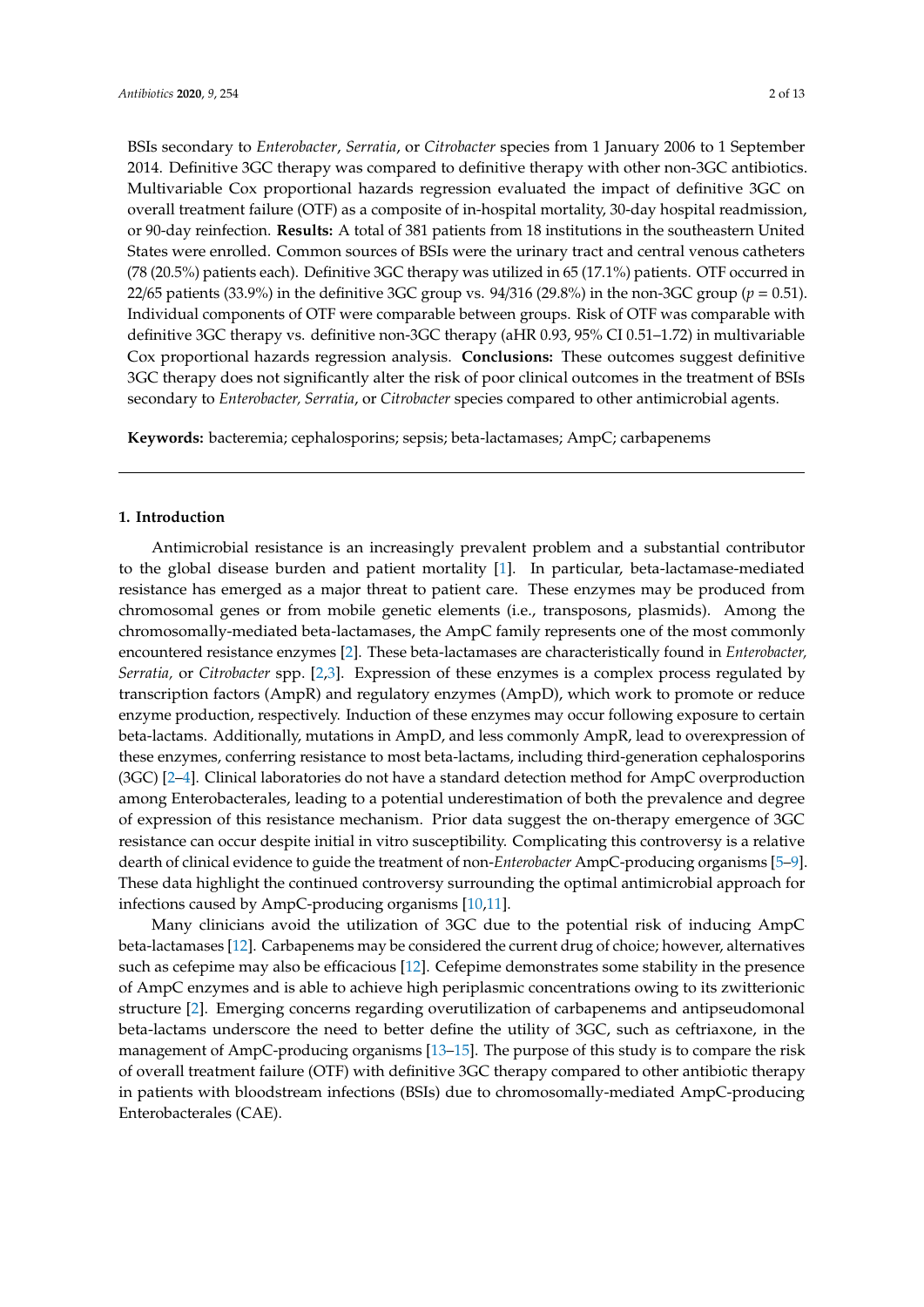BSIs secondary to *Enterobacter*, *Serratia*, or *Citrobacter* species from 1 January 2006 to 1 September 2014. Definitive 3GC therapy was compared to definitive therapy with other non-3GC antibiotics. Multivariable Cox proportional hazards regression evaluated the impact of definitive 3GC on overall treatment failure (OTF) as a composite of in-hospital mortality, 30-day hospital readmission, or 90-day reinfection. **Results:** A total of 381 patients from 18 institutions in the southeastern United States were enrolled. Common sources of BSIs were the urinary tract and central venous catheters (78 (20.5%) patients each). Definitive 3GC therapy was utilized in 65 (17.1%) patients. OTF occurred in 22/65 patients (33.9%) in the definitive 3GC group vs. 94/316 (29.8%) in the non-3GC group ($p = 0.51$). Individual components of OTF were comparable between groups. Risk of OTF was comparable with definitive 3GC therapy vs. definitive non-3GC therapy (aHR 0.93, 95% CI 0.51–1.72) in multivariable Cox proportional hazards regression analysis. **Conclusions:** These outcomes suggest definitive 3GC therapy does not significantly alter the risk of poor clinical outcomes in the treatment of BSIs secondary to *Enterobacter, Serratia*, or *Citrobacter* species compared to other antimicrobial agents.

**Keywords:** bacteremia; cephalosporins; sepsis; beta-lactamases; AmpC; carbapenems

## 1. Introduction

Antimicrobial resistance is an increasingly prevalent problem and a substantial contributor to the global disease burden and patient mortality [1]. In particular, beta-lactamase-mediated resistance has emerged as a major threat to patient care. These enzymes may be produced from chromosomal genes or from mobile genetic elements (i.e., transposons, plasmids). Among the chromosomally-mediated beta-lactamases, the AmpC family represents one of the most commonly encountered resistance enzymes [2]. These beta-lactamases are characteristically found in *Enterobacter, Serratia,* or *Citrobacter* spp. [2,3]. Expression of these enzymes is a complex process regulated by transcription factors (AmpR) and regulatory enzymes (AmpD), which work to promote or reduce enzyme production, respectively. Induction of these enzymes may occur following exposure to certain beta-lactams. Additionally, mutations in AmpD, and less commonly AmpR, lead to overexpression of these enzymes, conferring resistance to most beta-lactams, including third-generation cephalosporins (3GC) [2–4]. Clinical laboratories do not have a standard detection method for AmpC overproduction among Enterobacterales, leading to a potential underestimation of both the prevalence and degree of expression of this resistance mechanism. Prior data suggest the on-therapy emergence of 3GC resistance can occur despite initial in vitro susceptibility. Complicating this controversy is a relative dearth of clinical evidence to guide the treatment of non-*Enterobacter* AmpC-producing organisms [5–9]. These data highlight the continued controversy surrounding the optimal antimicrobial approach for infections caused by AmpC-producing organisms [10,11].

Many clinicians avoid the utilization of 3GC due to the potential risk of inducing AmpC beta-lactamases [12]. Carbapenems may be considered the current drug of choice; however, alternatives such as cefepime may also be efficacious [12]. Cefepime demonstrates some stability in the presence of AmpC enzymes and is able to achieve high periplasmic concentrations owing to its zwitterionic structure [2]. Emerging concerns regarding overutilization of carbapenems and antipseudomonal beta-lactams underscore the need to better define the utility of 3GC, such as ceftriaxone, in the management of AmpC-producing organisms [13–15]. The purpose of this study is to compare the risk of overall treatment failure (OTF) with definitive 3GC therapy compared to other antibiotic therapy in patients with bloodstream infections (BSIs) due to chromosomally-mediated AmpC-producing Enterobacterales (CAE).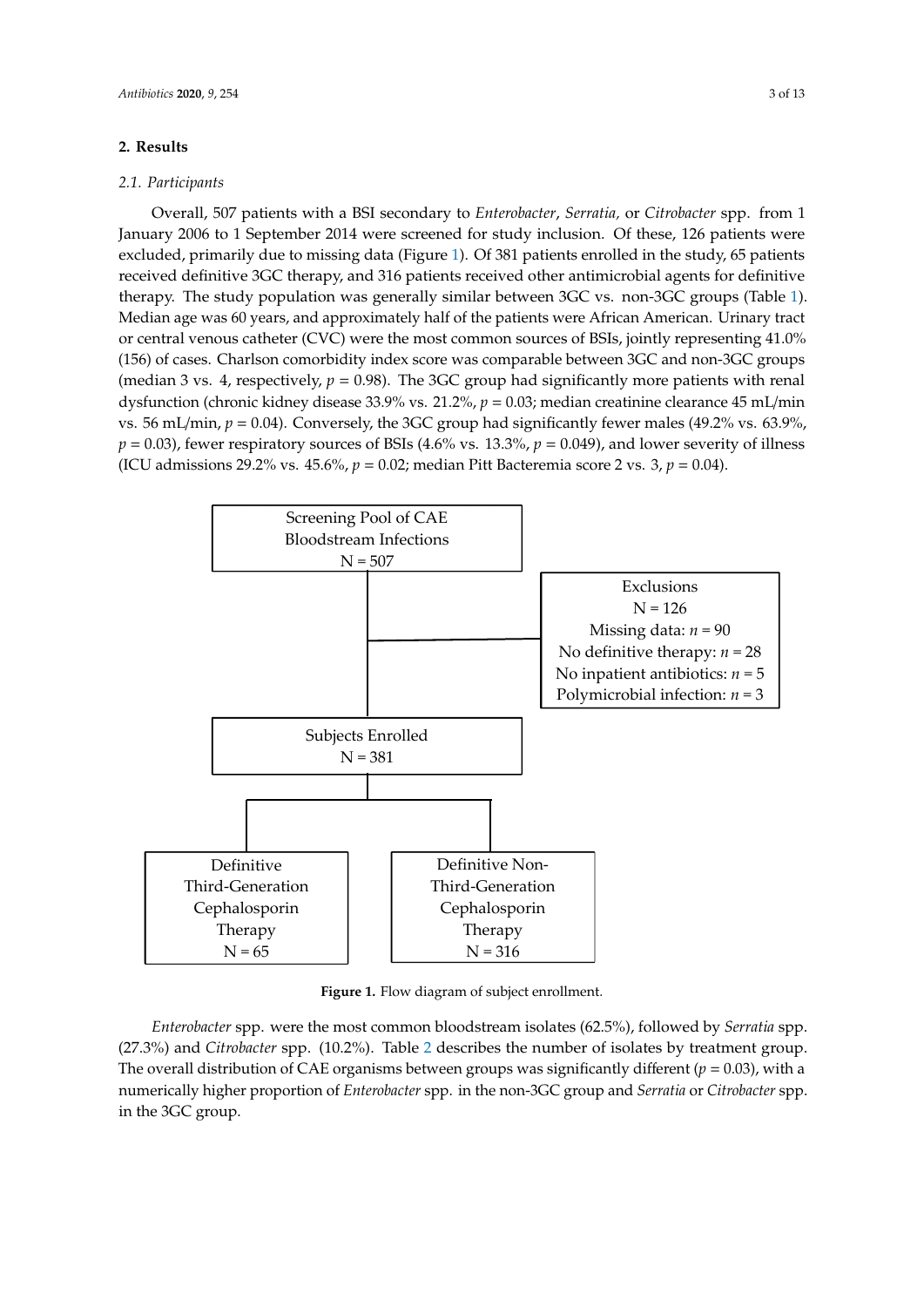## 2. Results

### 2.1. Participants

Overall, 507 patients with a BSI secondary to *Enterobacter*, *Serratia,* or *Citrobacter* spp. from 1 January 2006 to 1 September 2014 were screened for study inclusion. Of these, 126 patients were excluded, primarily due to missing data (Figure 1). Of 381 patients enrolled in the study, 65 patients received definitive 3GC therapy, and 316 patients received other antimicrobial agents for definitive therapy. The study population was generally similar between 3GC vs. non-3GC groups (Table 1). Median age was 60 years, and approximately half of the patients were African American. Urinary tract or central venous catheter (CVC) were the most common sources of BSIs, jointly representing 41.0% (156) of cases. Charlson comorbidity index score was comparable between 3GC and non-3GC groups (median 3 vs. 4, respectively, $p = 0.98$). The 3GC group had significantly more patients with renal dysfunction (chronic kidney disease 33.9% vs. 21.2%, $p = 0.03$; median creatinine clearance 45 mL/min vs. 56 mL/min, $p = 0.04$). Conversely, the 3GC group had significantly fewer males (49.2% vs. 63.9%, $p = 0.03$), fewer respiratory sources of BSIs (4.6% vs. 13.3%, $p = 0.049$), and lower severity of illness (ICU admissions 29.2% vs. 45.6%, $p = 0.02$; median Pitt Bacteremia score 2 vs. 3, $p = 0.04$).

Screening Pool of CAE Bloodstream Infections
N = 507

Exclusions
N = 126
Missing data: $n = 90$
No definitive therapy: $n = 28$
No inpatient antibiotics: $n = 5$
Polymicrobial infection: $n = 3$

Subjects Enrolled
N = 381

Definitive Third-Generation Cephalosporin Therapy
N = 65

Definitive Non-Third-Generation Cephalosporin Therapy
N = 316

**Figure 1.** Flow diagram of subject enrollment.

*Enterobacter* spp. were the most common bloodstream isolates (62.5%), followed by *Serratia* spp. (27.3%) and *Citrobacter* spp. (10.2%). Table 2 describes the number of isolates by treatment group. The overall distribution of CAE organisms between groups was significantly different ($p = 0.03$), with a numerically higher proportion of *Enterobacter* spp. in the non-3GC group and *Serratia* or *Citrobacter* spp. in the 3GC group.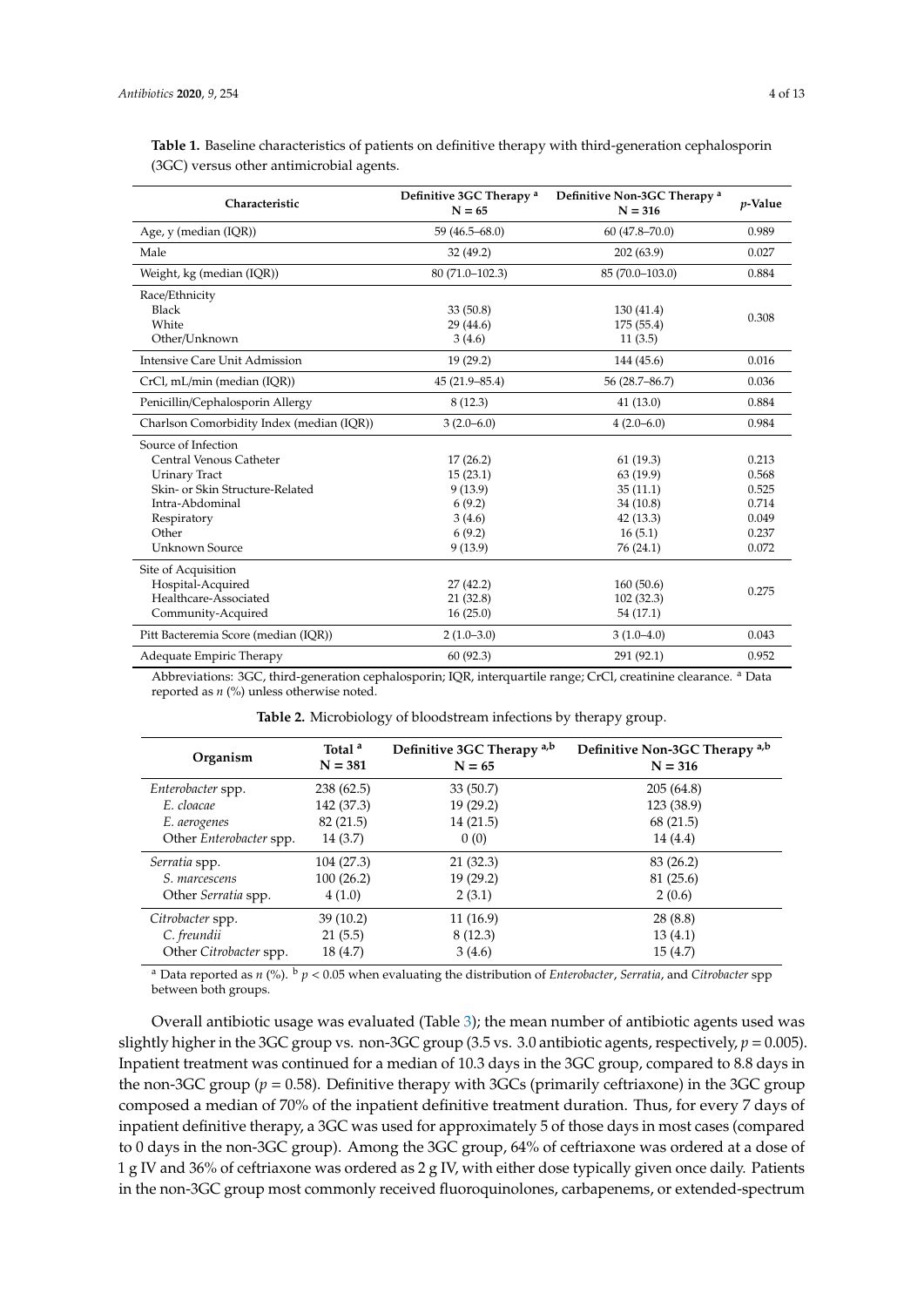**Table 1.** Baseline characteristics of patients on definitive therapy with third-generation cephalosporin (3GC) versus other antimicrobial agents.

| Characteristic | Definitive 3GC Therapy [a] N = 65 | Definitive Non-3GC Therapy [a] N = 316 | *p*-Value |
|---|---|---|---|
| Age, y (median (IQR)) | 59 (46.5–68.0) | 60 (47.8–70.0) | 0.989 |
| Male | 32 (49.2) | 202 (63.9) | 0.027 |
| Weight, kg (median (IQR)) | 80 (71.0–102.3) | 85 (70.0–103.0) | 0.884 |
| Race/Ethnicity | | | 0.308 |
| Black | 33 (50.8) | 130 (41.4) | |
| White | 29 (44.6) | 175 (55.4) | |
| Other/Unknown | 3 (4.6) | 11 (3.5) | |
| Intensive Care Unit Admission | 19 (29.2) | 144 (45.6) | 0.016 |
| CrCl, mL/min (median (IQR)) | 45 (21.9–85.4) | 56 (28.7–86.7) | 0.036 |
| Penicillin/Cephalosporin Allergy | 8 (12.3) | 41 (13.0) | 0.884 |
| Charlson Comorbidity Index (median (IQR)) | 3 (2.0–6.0) | 4 (2.0–6.0) | 0.984 |
| Source of Infection | | | |
| Central Venous Catheter | 17 (26.2) | 61 (19.3) | 0.213 |
| Urinary Tract | 15 (23.1) | 63 (19.9) | 0.568 |
| Skin- or Skin Structure-Related | 9 (13.9) | 35 (11.1) | 0.525 |
| Intra-Abdominal | 6 (9.2) | 34 (10.8) | 0.714 |
| Respiratory | 3 (4.6) | 42 (13.3) | 0.049 |
| Other | 6 (9.2) | 16 (5.1) | 0.237 |
| Unknown Source | 9 (13.9) | 76 (24.1) | 0.072 |
| Site of Acquisition | | | 0.275 |
| Hospital-Acquired | 27 (42.2) | 160 (50.6) | |
| Healthcare-Associated | 21 (32.8) | 102 (32.3) | |
| Community-Acquired | 16 (25.0) | 54 (17.1) | |
| Pitt Bacteremia Score (median (IQR)) | 2 (1.0–3.0) | 3 (1.0–4.0) | 0.043 |
| Adequate Empiric Therapy | 60 (92.3) | 291 (92.1) | 0.952 |

Abbreviations: 3GC, third-generation cephalosporin; IQR, interquartile range; CrCl, creatinine clearance. [a] Data reported as *n* (%) unless otherwise noted.

**Table 2.** Microbiology of bloodstream infections by therapy group.

| Organism | Total [a] N = 381 | Definitive 3GC Therapy [a,b] N = 65 | Definitive Non-3GC Therapy [a,b] N = 316 |
|---|---|---|---|
| *Enterobacter* spp. | 238 (62.5) | 33 (50.7) | 205 (64.8) |
| *E. cloacae* | 142 (37.3) | 19 (29.2) | 123 (38.9) |
| *E. aerogenes* | 82 (21.5) | 14 (21.5) | 68 (21.5) |
| Other *Enterobacter* spp. | 14 (3.7) | 0 (0) | 14 (4.4) |
| *Serratia* spp. | 104 (27.3) | 21 (32.3) | 83 (26.2) |
| *S. marcescens* | 100 (26.2) | 19 (29.2) | 81 (25.6) |
| Other *Serratia* spp. | 4 (1.0) | 2 (3.1) | 2 (0.6) |
| *Citrobacter* spp. | 39 (10.2) | 11 (16.9) | 28 (8.8) |
| *C. freundii* | 21 (5.5) | 8 (12.3) | 13 (4.1) |
| Other *Citrobacter* spp. | 18 (4.7) | 3 (4.6) | 15 (4.7) |

[a] Data reported as *n* (%). [b] $p < 0.05$ when evaluating the distribution of *Enterobacter*, *Serratia*, and *Citrobacter* spp between both groups.

Overall antibiotic usage was evaluated (Table 3); the mean number of antibiotic agents used was slightly higher in the 3GC group vs. non-3GC group (3.5 vs. 3.0 antibiotic agents, respectively, $p = 0.005$). Inpatient treatment was continued for a median of 10.3 days in the 3GC group, compared to 8.8 days in the non-3GC group ($p = 0.58$). Definitive therapy with 3GCs (primarily ceftriaxone) in the 3GC group composed a median of 70% of the inpatient definitive treatment duration. Thus, for every 7 days of inpatient definitive therapy, a 3GC was used for approximately 5 of those days in most cases (compared to 0 days in the non-3GC group). Among the 3GC group, 64% of ceftriaxone was ordered at a dose of 1 g IV and 36% of ceftriaxone was ordered as 2 g IV, with either dose typically given once daily. Patients in the non-3GC group most commonly received fluoroquinolones, carbapenems, or extended-spectrum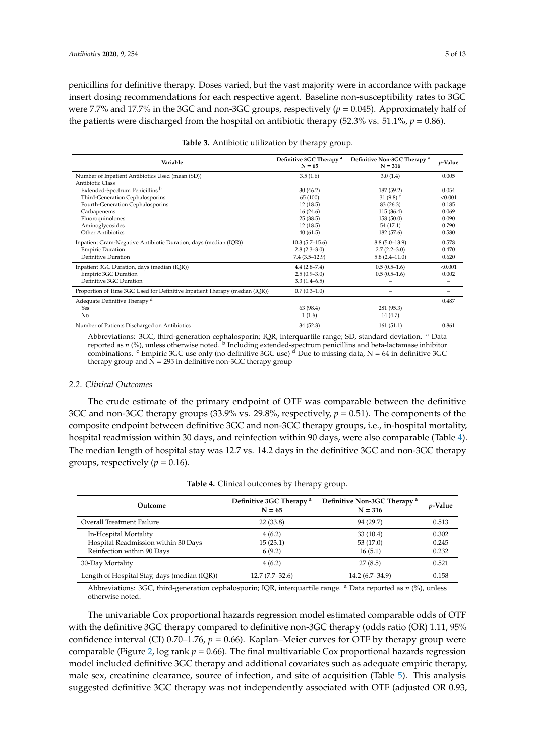penicillins for definitive therapy. Doses varied, but the vast majority were in accordance with package insert dosing recommendations for each respective agent. Baseline non-susceptibility rates to 3GC were 7.7% and 17.7% in the 3GC and non-3GC groups, respectively ($p = 0.045$). Approximately half of the patients were discharged from the hospital on antibiotic therapy (52.3% vs. 51.1%, $p = 0.86$).

**Table 3.** Antibiotic utilization by therapy group.

| Variable | Definitive 3GC Therapy [a] N = 65 | Definitive Non-3GC Therapy [a] N = 316 | *p*-Value |
|---|---|---|---|
| Number of Inpatient Antibiotics Used (mean (SD)) | 3.5 (1.6) | 3.0 (1.4) | 0.005 |
| Antibiotic Class | | | |
| Extended-Spectrum Penicillins [b] | 30 (46.2) | 187 (59.2) | 0.054 |
| Third-Generation Cephalosporins | 65 (100) | 31 (9.8) [c] | <0.001 |
| Fourth-Generation Cephalosporins | 12 (18.5) | 83 (26.3) | 0.185 |
| Carbapenems | 16 (24.6) | 115 (36.4) | 0.069 |
| Fluoroquinolones | 25 (38.5) | 158 (50.0) | 0.090 |
| Aminoglycosides | 12 (18.5) | 54 (17.1) | 0.790 |
| Other Antibiotics | 40 (61.5) | 182 (57.6) | 0.580 |
| Inpatient Gram-Negative Antibiotic Duration, days (median (IQR)) | 10.3 (5.7–15.6) | 8.8 (5.0–13.9) | 0.578 |
| Empiric Duration | 2.8 (2.3–3.0) | 2.7 (2.2–3.0) | 0.470 |
| Definitive Duration | 7.4 (3.5–12.9) | 5.8 (2.4–11.0) | 0.620 |
| Inpatient 3GC Duration, days (median (IQR)) | 4.4 (2.8–7.4) | 0.5 (0.5–1.6) | <0.001 |
| Empiric 3GC Duration | 2.5 (0.9–3.0) | 0.5 (0.5–1.6) | 0.002 |
| Definitive 3GC Duration | 3.3 (1.4–6.5) | – | – |
| Proportion of Time 3GC Used for Definitive Inpatient Therapy (median (IQR)) | 0.7 (0.3–1.0) | – | – |
| Adequate Definitive Therapy [d] | | | 0.487 |
| Yes | 63 (98.4) | 281 (95.3) | |
| No | 1 (1.6) | 14 (4.7) | |
| Number of Patients Discharged on Antibiotics | 34 (52.3) | 161 (51.1) | 0.861 |

Abbreviations: 3GC, third-generation cephalosporin; IQR, interquartile range; SD, standard deviation. [a] Data reported as *n* (%), unless otherwise noted. [b] Including extended-spectrum penicillins and beta-lactamase inhibitor combinations. [c] Empiric 3GC use only (no definitive 3GC use) [d] Due to missing data, N = 64 in definitive 3GC therapy group and N = 295 in definitive non-3GC therapy group

### 2.2. Clinical Outcomes

The crude estimate of the primary endpoint of OTF was comparable between the definitive 3GC and non-3GC therapy groups (33.9% vs. 29.8%, respectively, $p = 0.51$). The components of the composite endpoint between definitive 3GC and non-3GC therapy groups, i.e., in-hospital mortality, hospital readmission within 30 days, and reinfection within 90 days, were also comparable (Table 4). The median length of hospital stay was 12.7 vs. 14.2 days in the definitive 3GC and non-3GC therapy groups, respectively ($p = 0.16$).

**Table 4.** Clinical outcomes by therapy group.

| Outcome | Definitive 3GC Therapy [a] N = 65 | Definitive Non-3GC Therapy [a] N = 316 | *p*-Value |
|---|---|---|---|
| Overall Treatment Failure | 22 (33.8) | 94 (29.7) | 0.513 |
| In-Hospital Mortality | 4 (6.2) | 33 (10.4) | 0.302 |
| Hospital Readmission within 30 Days | 15 (23.1) | 53 (17.0) | 0.245 |
| Reinfection within 90 Days | 6 (9.2) | 16 (5.1) | 0.232 |
| 30-Day Mortality | 4 (6.2) | 27 (8.5) | 0.521 |
| Length of Hospital Stay, days (median (IQR)) | 12.7 (7.7–32.6) | 14.2 (6.7–34.9) | 0.158 |

Abbreviations: 3GC, third-generation cephalosporin; IQR, interquartile range. [a] Data reported as *n* (%), unless otherwise noted.

The univariable Cox proportional hazards regression model estimated comparable odds of OTF with the definitive 3GC therapy compared to definitive non-3GC therapy (odds ratio (OR) 1.11, 95% confidence interval (CI) 0.70–1.76, $p = 0.66$). Kaplan–Meier curves for OTF by therapy group were comparable (Figure 2, log rank $p = 0.66$). The final multivariable Cox proportional hazards regression model included definitive 3GC therapy and additional covariates such as adequate empiric therapy, male sex, creatinine clearance, source of infection, and site of acquisition (Table 5). This analysis suggested definitive 3GC therapy was not independently associated with OTF (adjusted OR 0.93,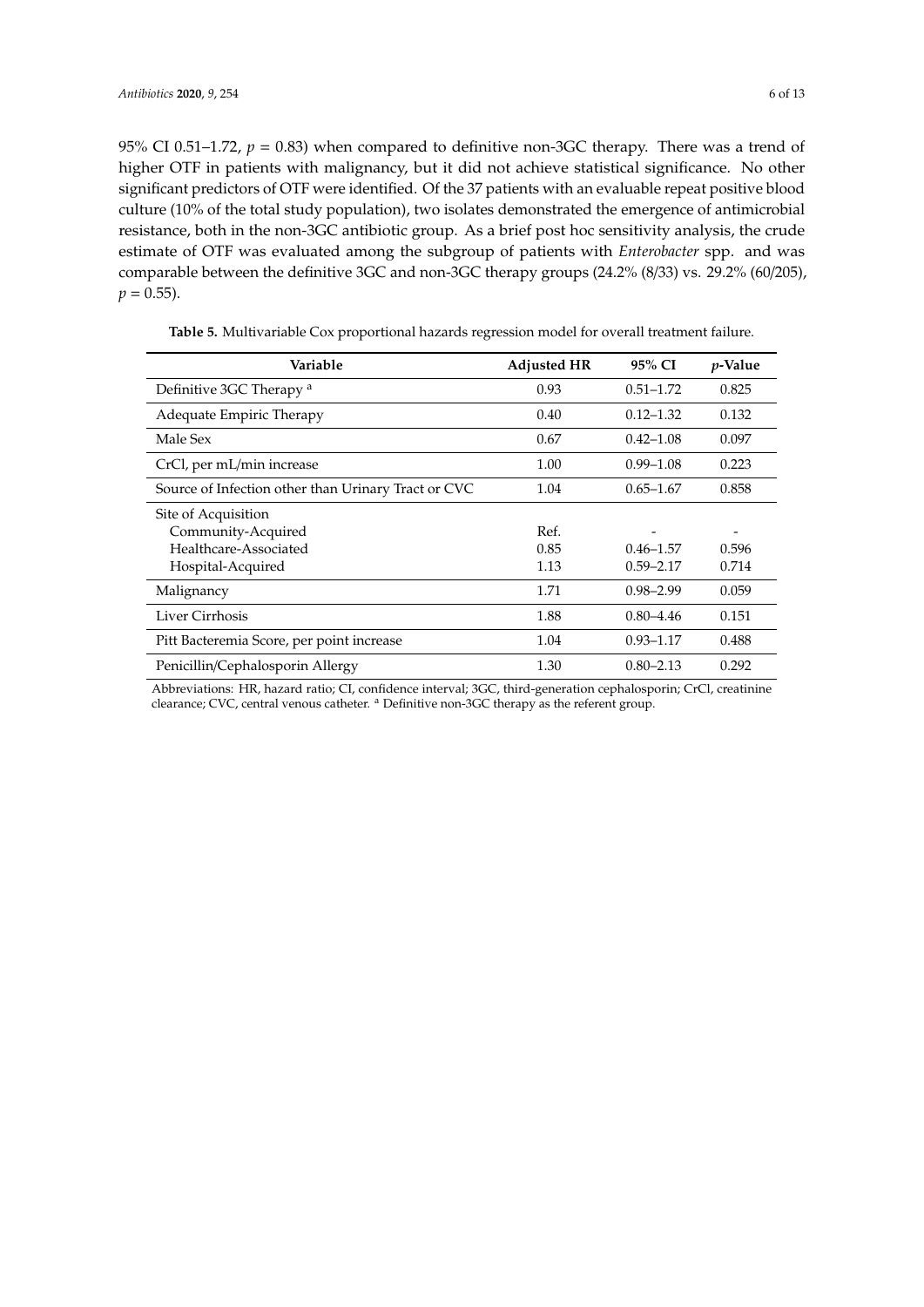95% CI 0.51–1.72, $p = 0.83$) when compared to definitive non-3GC therapy. There was a trend of higher OTF in patients with malignancy, but it did not achieve statistical significance. No other significant predictors of OTF were identified. Of the 37 patients with an evaluable repeat positive blood culture (10% of the total study population), two isolates demonstrated the emergence of antimicrobial resistance, both in the non-3GC antibiotic group. As a brief post hoc sensitivity analysis, the crude estimate of OTF was evaluated among the subgroup of patients with *Enterobacter* spp. and was comparable between the definitive 3GC and non-3GC therapy groups (24.2% (8/33) vs. 29.2% (60/205), $p = 0.55$).

**Table 5.** Multivariable Cox proportional hazards regression model for overall treatment failure.

| Variable | Adjusted HR | 95% CI | *p*-Value |
|---|---|---|---|
| Definitive 3GC Therapy [a] | 0.93 | 0.51–1.72 | 0.825 |
| Adequate Empiric Therapy | 0.40 | 0.12–1.32 | 0.132 |
| Male Sex | 0.67 | 0.42–1.08 | 0.097 |
| CrCl, per mL/min increase | 1.00 | 0.99–1.08 | 0.223 |
| Source of Infection other than Urinary Tract or CVC | 1.04 | 0.65–1.67 | 0.858 |
| Site of Acquisition | | | |
| Community-Acquired | Ref. | - | - |
| Healthcare-Associated | 0.85 | 0.46–1.57 | 0.596 |
| Hospital-Acquired | 1.13 | 0.59–2.17 | 0.714 |
| Malignancy | 1.71 | 0.98–2.99 | 0.059 |
| Liver Cirrhosis | 1.88 | 0.80–4.46 | 0.151 |
| Pitt Bacteremia Score, per point increase | 1.04 | 0.93–1.17 | 0.488 |
| Penicillin/Cephalosporin Allergy | 1.30 | 0.80–2.13 | 0.292 |

Abbreviations: HR, hazard ratio; CI, confidence interval; 3GC, third-generation cephalosporin; CrCl, creatinine clearance; CVC, central venous catheter. [a] Definitive non-3GC therapy as the referent group.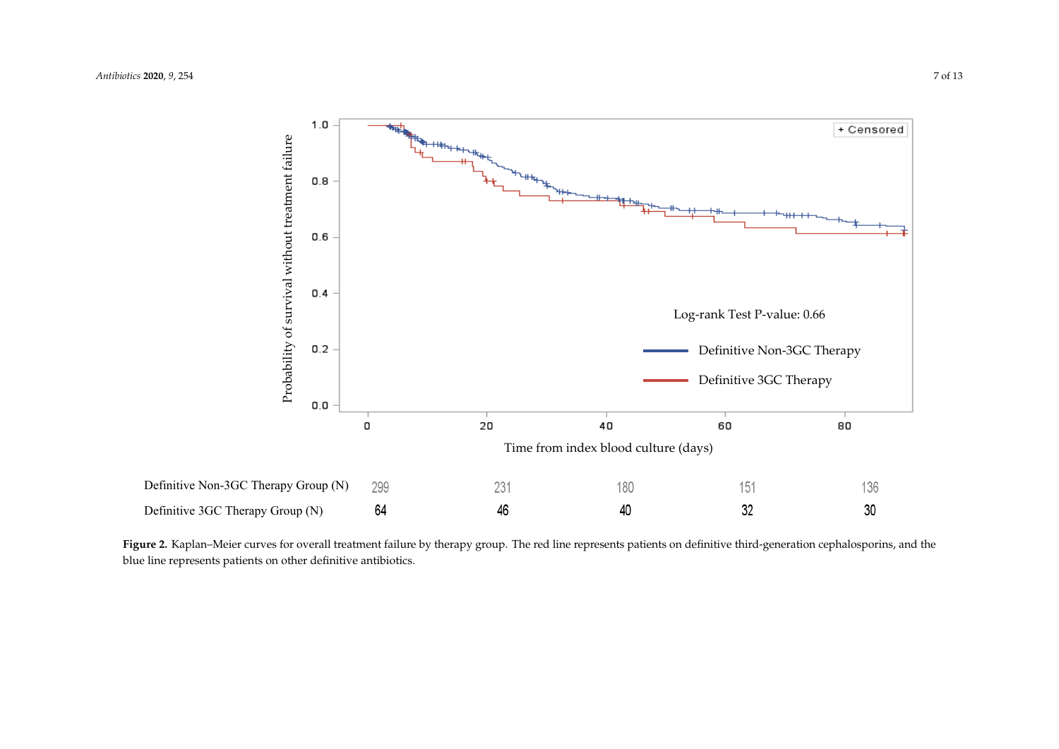| | | | | | |
|---|---|---|---|---|---|
| Definitive Non-3GC Therapy Group (N) | 299 | 231 | 180 | 151 | 136 |
| Definitive 3GC Therapy Group (N) | 64 | 46 | 40 | 32 | 30 |

**Figure 2.** Kaplan–Meier curves for overall treatment failure by therapy group. The red line represents patients on definitive third-generation cephalosporins, and the blue line represents patients on other definitive antibiotics.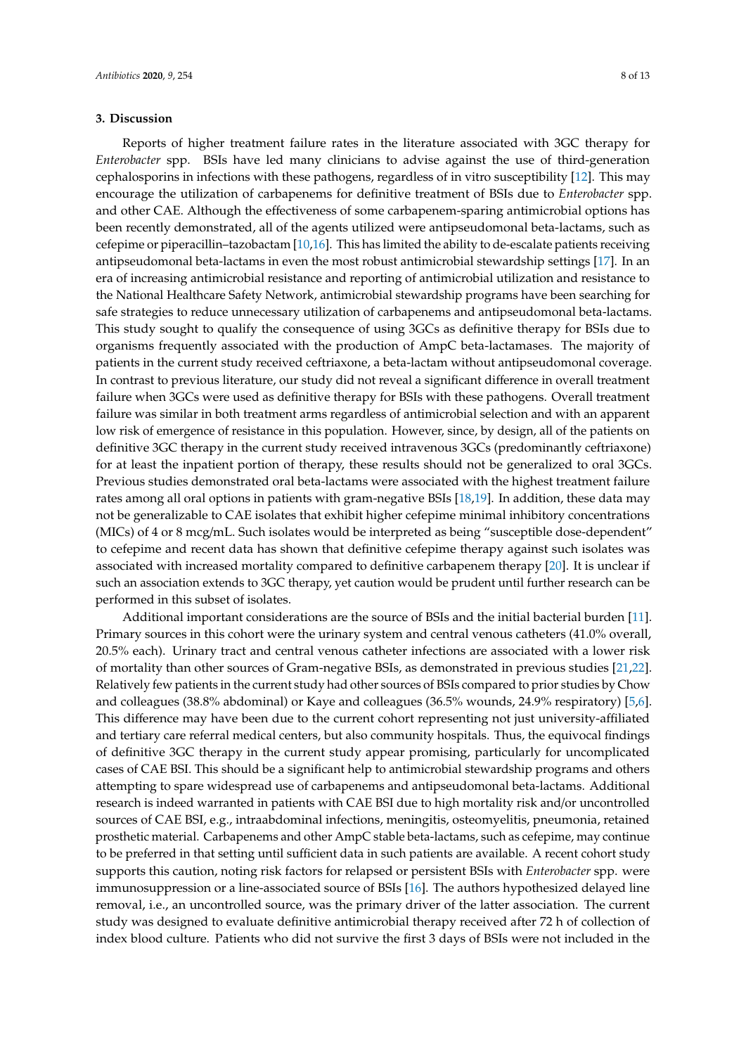## 3. Discussion

Reports of higher treatment failure rates in the literature associated with 3GC therapy for *Enterobacter* spp. BSIs have led many clinicians to advise against the use of third-generation cephalosporins in infections with these pathogens, regardless of in vitro susceptibility [12]. This may encourage the utilization of carbapenems for definitive treatment of BSIs due to *Enterobacter* spp. and other CAE. Although the effectiveness of some carbapenem-sparing antimicrobial options has been recently demonstrated, all of the agents utilized were antipseudomonal beta-lactams, such as cefepime or piperacillin–tazobactam [10,16]. This has limited the ability to de-escalate patients receiving antipseudomonal beta-lactams in even the most robust antimicrobial stewardship settings [17]. In an era of increasing antimicrobial resistance and reporting of antimicrobial utilization and resistance to the National Healthcare Safety Network, antimicrobial stewardship programs have been searching for safe strategies to reduce unnecessary utilization of carbapenems and antipseudomonal beta-lactams. This study sought to qualify the consequence of using 3GCs as definitive therapy for BSIs due to organisms frequently associated with the production of AmpC beta-lactamases. The majority of patients in the current study received ceftriaxone, a beta-lactam without antipseudomonal coverage. In contrast to previous literature, our study did not reveal a significant difference in overall treatment failure when 3GCs were used as definitive therapy for BSIs with these pathogens. Overall treatment failure was similar in both treatment arms regardless of antimicrobial selection and with an apparent low risk of emergence of resistance in this population. However, since, by design, all of the patients on definitive 3GC therapy in the current study received intravenous 3GCs (predominantly ceftriaxone) for at least the inpatient portion of therapy, these results should not be generalized to oral 3GCs. Previous studies demonstrated oral beta-lactams were associated with the highest treatment failure rates among all oral options in patients with gram-negative BSIs [18,19]. In addition, these data may not be generalizable to CAE isolates that exhibit higher cefepime minimal inhibitory concentrations (MICs) of 4 or 8 mcg/mL. Such isolates would be interpreted as being "susceptible dose-dependent" to cefepime and recent data has shown that definitive cefepime therapy against such isolates was associated with increased mortality compared to definitive carbapenem therapy [20]. It is unclear if such an association extends to 3GC therapy, yet caution would be prudent until further research can be performed in this subset of isolates.

Additional important considerations are the source of BSIs and the initial bacterial burden [11]. Primary sources in this cohort were the urinary system and central venous catheters (41.0% overall, 20.5% each). Urinary tract and central venous catheter infections are associated with a lower risk of mortality than other sources of Gram-negative BSIs, as demonstrated in previous studies [21,22]. Relatively few patients in the current study had other sources of BSIs compared to prior studies by Chow and colleagues (38.8% abdominal) or Kaye and colleagues (36.5% wounds, 24.9% respiratory) [5,6]. This difference may have been due to the current cohort representing not just university-affiliated and tertiary care referral medical centers, but also community hospitals. Thus, the equivocal findings of definitive 3GC therapy in the current study appear promising, particularly for uncomplicated cases of CAE BSI. This should be a significant help to antimicrobial stewardship programs and others attempting to spare widespread use of carbapenems and antipseudomonal beta-lactams. Additional research is indeed warranted in patients with CAE BSI due to high mortality risk and/or uncontrolled sources of CAE BSI, e.g., intraabdominal infections, meningitis, osteomyelitis, pneumonia, retained prosthetic material. Carbapenems and other AmpC stable beta-lactams, such as cefepime, may continue to be preferred in that setting until sufficient data in such patients are available. A recent cohort study supports this caution, noting risk factors for relapsed or persistent BSIs with *Enterobacter* spp. were immunosuppression or a line-associated source of BSIs [16]. The authors hypothesized delayed line removal, i.e., an uncontrolled source, was the primary driver of the latter association. The current study was designed to evaluate definitive antimicrobial therapy received after 72 h of collection of index blood culture. Patients who did not survive the first 3 days of BSIs were not included in the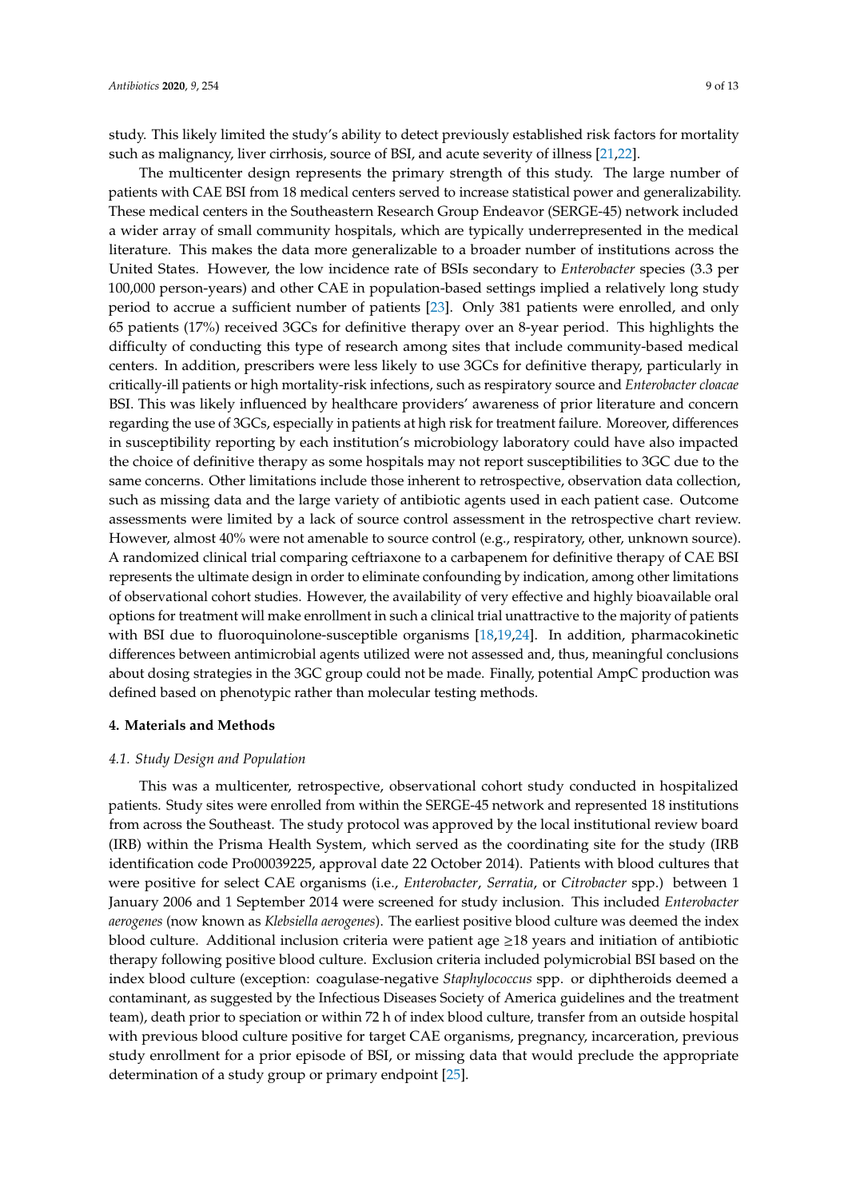study. This likely limited the study's ability to detect previously established risk factors for mortality such as malignancy, liver cirrhosis, source of BSI, and acute severity of illness [21,22].

The multicenter design represents the primary strength of this study. The large number of patients with CAE BSI from 18 medical centers served to increase statistical power and generalizability. These medical centers in the Southeastern Research Group Endeavor (SERGE-45) network included a wider array of small community hospitals, which are typically underrepresented in the medical literature. This makes the data more generalizable to a broader number of institutions across the United States. However, the low incidence rate of BSIs secondary to *Enterobacter* species (3.3 per 100,000 person-years) and other CAE in population-based settings implied a relatively long study period to accrue a sufficient number of patients [23]. Only 381 patients were enrolled, and only 65 patients (17%) received 3GCs for definitive therapy over an 8-year period. This highlights the difficulty of conducting this type of research among sites that include community-based medical centers. In addition, prescribers were less likely to use 3GCs for definitive therapy, particularly in critically-ill patients or high mortality-risk infections, such as respiratory source and *Enterobacter cloacae* BSI. This was likely influenced by healthcare providers' awareness of prior literature and concern regarding the use of 3GCs, especially in patients at high risk for treatment failure. Moreover, differences in susceptibility reporting by each institution's microbiology laboratory could have also impacted the choice of definitive therapy as some hospitals may not report susceptibilities to 3GC due to the same concerns. Other limitations include those inherent to retrospective, observation data collection, such as missing data and the large variety of antibiotic agents used in each patient case. Outcome assessments were limited by a lack of source control assessment in the retrospective chart review. However, almost 40% were not amenable to source control (e.g., respiratory, other, unknown source). A randomized clinical trial comparing ceftriaxone to a carbapenem for definitive therapy of CAE BSI represents the ultimate design in order to eliminate confounding by indication, among other limitations of observational cohort studies. However, the availability of very effective and highly bioavailable oral options for treatment will make enrollment in such a clinical trial unattractive to the majority of patients with BSI due to fluoroquinolone-susceptible organisms [18,19,24]. In addition, pharmacokinetic differences between antimicrobial agents utilized were not assessed and, thus, meaningful conclusions about dosing strategies in the 3GC group could not be made. Finally, potential AmpC production was defined based on phenotypic rather than molecular testing methods.

## 4. Materials and Methods

### 4.1. Study Design and Population

This was a multicenter, retrospective, observational cohort study conducted in hospitalized patients. Study sites were enrolled from within the SERGE-45 network and represented 18 institutions from across the Southeast. The study protocol was approved by the local institutional review board (IRB) within the Prisma Health System, which served as the coordinating site for the study (IRB identification code Pro00039225, approval date 22 October 2014). Patients with blood cultures that were positive for select CAE organisms (i.e., *Enterobacter*, *Serratia*, or *Citrobacter* spp.) between 1 January 2006 and 1 September 2014 were screened for study inclusion. This included *Enterobacter aerogenes* (now known as *Klebsiella aerogenes*). The earliest positive blood culture was deemed the index blood culture. Additional inclusion criteria were patient age ≥18 years and initiation of antibiotic therapy following positive blood culture. Exclusion criteria included polymicrobial BSI based on the index blood culture (exception: coagulase-negative *Staphylococcus* spp. or diphtheroids deemed a contaminant, as suggested by the Infectious Diseases Society of America guidelines and the treatment team), death prior to speciation or within 72 h of index blood culture, transfer from an outside hospital with previous blood culture positive for target CAE organisms, pregnancy, incarceration, previous study enrollment for a prior episode of BSI, or missing data that would preclude the appropriate determination of a study group or primary endpoint [25].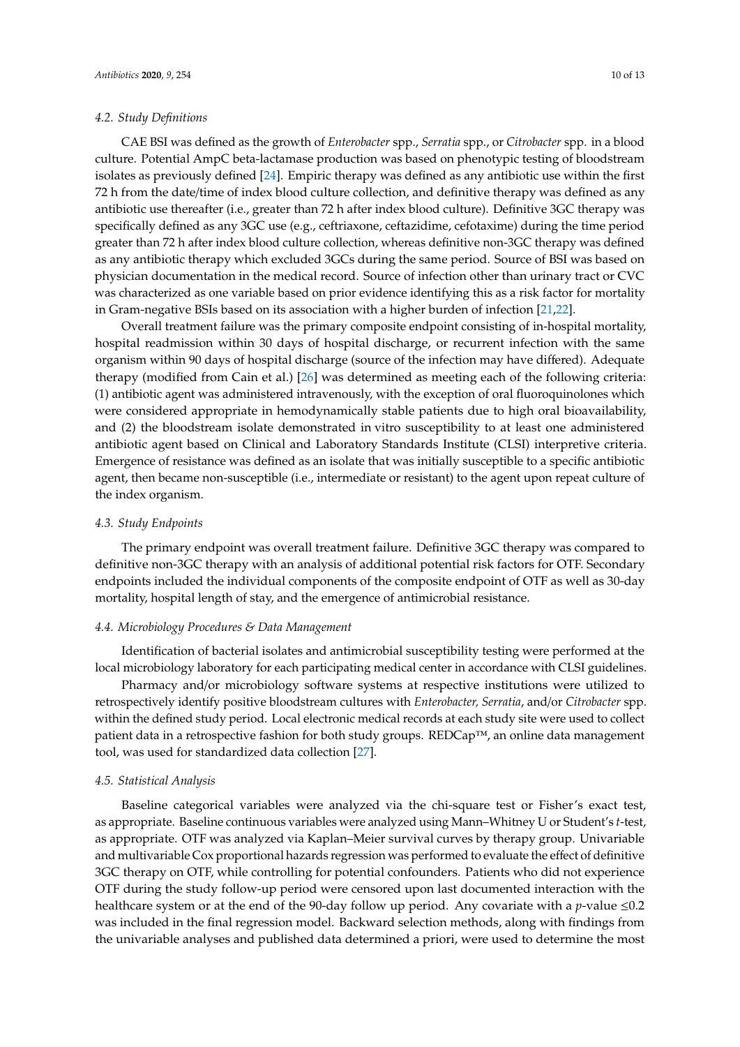### 4.2. Study Definitions

CAE BSI was defined as the growth of *Enterobacter* spp., *Serratia* spp., or *Citrobacter* spp. in a blood culture. Potential AmpC beta-lactamase production was based on phenotypic testing of bloodstream isolates as previously defined [24]. Empiric therapy was defined as any antibiotic use within the first 72 h from the date/time of index blood culture collection, and definitive therapy was defined as any antibiotic use thereafter (i.e., greater than 72 h after index blood culture). Definitive 3GC therapy was specifically defined as any 3GC use (e.g., ceftriaxone, ceftazidime, cefotaxime) during the time period greater than 72 h after index blood culture collection, whereas definitive non-3GC therapy was defined as any antibiotic therapy which excluded 3GCs during the same period. Source of BSI was based on physician documentation in the medical record. Source of infection other than urinary tract or CVC was characterized as one variable based on prior evidence identifying this as a risk factor for mortality in Gram-negative BSIs based on its association with a higher burden of infection [21,22].

Overall treatment failure was the primary composite endpoint consisting of in-hospital mortality, hospital readmission within 30 days of hospital discharge, or recurrent infection with the same organism within 90 days of hospital discharge (source of the infection may have differed). Adequate therapy (modified from Cain et al.) [26] was determined as meeting each of the following criteria: (1) antibiotic agent was administered intravenously, with the exception of oral fluoroquinolones which were considered appropriate in hemodynamically stable patients due to high oral bioavailability, and (2) the bloodstream isolate demonstrated in vitro susceptibility to at least one administered antibiotic agent based on Clinical and Laboratory Standards Institute (CLSI) interpretive criteria. Emergence of resistance was defined as an isolate that was initially susceptible to a specific antibiotic agent, then became non-susceptible (i.e., intermediate or resistant) to the agent upon repeat culture of the index organism.

### 4.3. Study Endpoints

The primary endpoint was overall treatment failure. Definitive 3GC therapy was compared to definitive non-3GC therapy with an analysis of additional potential risk factors for OTF. Secondary endpoints included the individual components of the composite endpoint of OTF as well as 30-day mortality, hospital length of stay, and the emergence of antimicrobial resistance.

### 4.4. Microbiology Procedures & Data Management

Identification of bacterial isolates and antimicrobial susceptibility testing were performed at the local microbiology laboratory for each participating medical center in accordance with CLSI guidelines.

Pharmacy and/or microbiology software systems at respective institutions were utilized to retrospectively identify positive bloodstream cultures with *Enterobacter, Serratia*, and/or *Citrobacter* spp. within the defined study period. Local electronic medical records at each study site were used to collect patient data in a retrospective fashion for both study groups. REDCap™, an online data management tool, was used for standardized data collection [27].

### 4.5. Statistical Analysis

Baseline categorical variables were analyzed via the chi-square test or Fisher's exact test, as appropriate. Baseline continuous variables were analyzed using Mann–Whitney U or Student's *t*-test, as appropriate. OTF was analyzed via Kaplan–Meier survival curves by therapy group. Univariable and multivariable Cox proportional hazards regression was performed to evaluate the effect of definitive 3GC therapy on OTF, while controlling for potential confounders. Patients who did not experience OTF during the study follow-up period were censored upon last documented interaction with the healthcare system or at the end of the 90-day follow up period. Any covariate with a $p$-value $\leq 0.2$ was included in the final regression model. Backward selection methods, along with findings from the univariable analyses and published data determined a priori, were used to determine the most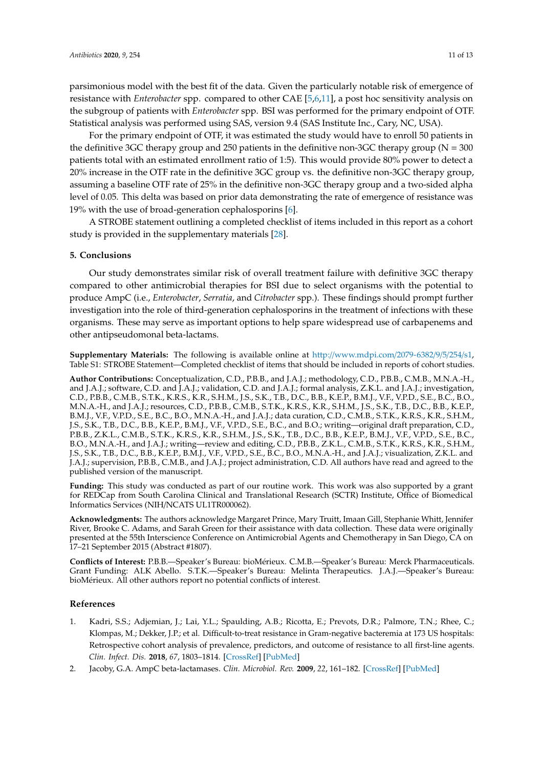parsimonious model with the best fit of the data. Given the particularly notable risk of emergence of resistance with *Enterobacter* spp. compared to other CAE [5,6,11], a post hoc sensitivity analysis on the subgroup of patients with *Enterobacter* spp. BSI was performed for the primary endpoint of OTF. Statistical analysis was performed using SAS, version 9.4 (SAS Institute Inc., Cary, NC, USA).

For the primary endpoint of OTF, it was estimated the study would have to enroll 50 patients in the definitive 3GC therapy group and 250 patients in the definitive non-3GC therapy group (N = 300 patients total with an estimated enrollment ratio of 1:5). This would provide 80% power to detect a 20% increase in the OTF rate in the definitive 3GC group vs. the definitive non-3GC therapy group, assuming a baseline OTF rate of 25% in the definitive non-3GC therapy group and a two-sided alpha level of 0.05. This delta was based on prior data demonstrating the rate of emergence of resistance was 19% with the use of broad-generation cephalosporins [6].

A STROBE statement outlining a completed checklist of items included in this report as a cohort study is provided in the supplementary materials [28].

## 5. Conclusions

Our study demonstrates similar risk of overall treatment failure with definitive 3GC therapy compared to other antimicrobial therapies for BSI due to select organisms with the potential to produce AmpC (i.e., *Enterobacter*, *Serratia*, and *Citrobacter* spp.). These findings should prompt further investigation into the role of third-generation cephalosporins in the treatment of infections with these organisms. These may serve as important options to help spare widespread use of carbapenems and other antipseudomonal beta-lactams.

**Supplementary Materials:** The following is available online at http://www.mdpi.com/2079-6382/9/5/254/s1, Table S1: STROBE Statement—Completed checklist of items that should be included in reports of cohort studies.

**Author Contributions:** Conceptualization, C.D., P.B.B., and J.A.J.; methodology, C.D., P.B.B., C.M.B., M.N.A.-H., and J.A.J.; software, C.D. and J.A.J.; validation, C.D. and J.A.J.; formal analysis, Z.K.L. and J.A.J.; investigation, C.D., P.B.B., C.M.B., S.T.K., K.R.S., K.R., S.H.M., J.S., S.K., T.B., D.C., B.B., K.E.P., B.M.J., V.F., V.P.D., S.E., B.C., B.O., M.N.A.-H., and J.A.J.; resources, C.D., P.B.B., C.M.B., S.T.K., K.R.S., K.R., S.H.M., J.S., S.K., T.B., D.C., B.B., K.E.P., B.M.J., V.F., V.P.D., S.E., B.C., B.O., M.N.A.-H., and J.A.J.; data curation, C.D., C.M.B., S.T.K., K.R.S., K.R., S.H.M., J.S., S.K., T.B., D.C., B.B., K.E.P., B.M.J., V.F., V.P.D., S.E., B.C., and B.O.; writing—original draft preparation, C.D., P.B.B., Z.K.L., C.M.B., S.T.K., K.R.S., K.R., S.H.M., J.S., S.K., T.B., D.C., B.B., K.E.P., B.M.J., V.F., V.P.D., S.E., B.C., B.O., M.N.A.-H., and J.A.J.; writing—review and editing, C.D., P.B.B., Z.K.L., C.M.B., S.T.K., K.R.S., K.R., S.H.M., J.S., S.K., T.B., D.C., B.B., K.E.P., B.M.J., V.F., V.P.D., S.E., B.C., B.O., M.N.A.-H., and J.A.J.; visualization, Z.K.L. and J.A.J.; supervision, P.B.B., C.M.B., and J.A.J.; project administration, C.D. All authors have read and agreed to the published version of the manuscript.

**Funding:** This study was conducted as part of our routine work. This work was also supported by a grant for REDCap from South Carolina Clinical and Translational Research (SCTR) Institute, Office of Biomedical Informatics Services (NIH/NCATS UL1TR000062).

**Acknowledgments:** The authors acknowledge Margaret Prince, Mary Truitt, Imaan Gill, Stephanie Whitt, Jennifer River, Brooke C. Adams, and Sarah Green for their assistance with data collection. These data were originally presented at the 55th Interscience Conference on Antimicrobial Agents and Chemotherapy in San Diego, CA on 17–21 September 2015 (Abstract #1807).

**Conflicts of Interest:** P.B.B.—Speaker's Bureau: bioMérieux. C.M.B.—Speaker's Bureau: Merck Pharmaceuticals. Grant Funding: ALK Abello. S.T.K.—Speaker's Bureau: Melinta Therapeutics. J.A.J.—Speaker's Bureau: bioMérieux. All other authors report no potential conflicts of interest.

## References

1. Kadri, S.S.; Adjemian, J.; Lai, Y.L.; Spaulding, A.B.; Ricotta, E.; Prevots, D.R.; Palmore, T.N.; Rhee, C.; Klompas, M.; Dekker, J.P.; et al. Difficult-to-treat resistance in Gram-negative bacteremia at 173 US hospitals: Retrospective cohort analysis of prevalence, predictors, and outcome of resistance to all first-line agents. *Clin. Infect. Dis.* **2018**, *67*, 1803–1814. [CrossRef] [PubMed]
2. Jacoby, G.A. AmpC beta-lactamases. *Clin. Microbiol. Rev.* **2009**, *22*, 161–182. [CrossRef] [PubMed]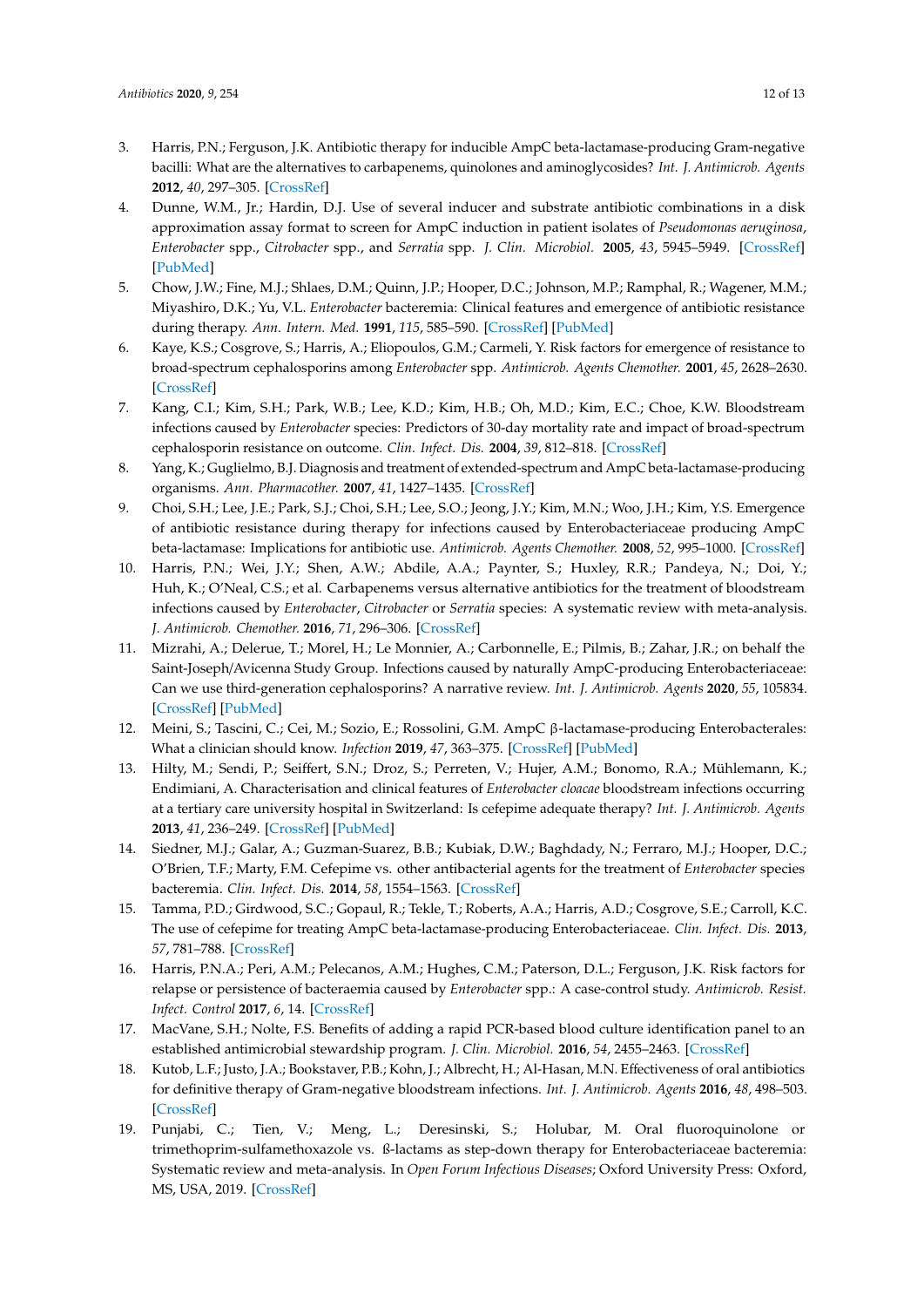3. Harris, P.N.; Ferguson, J.K. Antibiotic therapy for inducible AmpC beta-lactamase-producing Gram-negative bacilli: What are the alternatives to carbapenems, quinolones and aminoglycosides? *Int. J. Antimicrob. Agents* **2012**, *40*, 297–305. [CrossRef]
4. Dunne, W.M., Jr.; Hardin, D.J. Use of several inducer and substrate antibiotic combinations in a disk approximation assay format to screen for AmpC induction in patient isolates of *Pseudomonas aeruginosa*, *Enterobacter* spp., *Citrobacter* spp., and *Serratia* spp. *J. Clin. Microbiol.* **2005**, *43*, 5945–5949. [CrossRef] [PubMed]
5. Chow, J.W.; Fine, M.J.; Shlaes, D.M.; Quinn, J.P.; Hooper, D.C.; Johnson, M.P.; Ramphal, R.; Wagener, M.M.; Miyashiro, D.K.; Yu, V.L. *Enterobacter* bacteremia: Clinical features and emergence of antibiotic resistance during therapy. *Ann. Intern. Med.* **1991**, *115*, 585–590. [CrossRef] [PubMed]
6. Kaye, K.S.; Cosgrove, S.; Harris, A.; Eliopoulos, G.M.; Carmeli, Y. Risk factors for emergence of resistance to broad-spectrum cephalosporins among *Enterobacter* spp. *Antimicrob. Agents Chemother.* **2001**, *45*, 2628–2630. [CrossRef]
7. Kang, C.I.; Kim, S.H.; Park, W.B.; Lee, K.D.; Kim, H.B.; Oh, M.D.; Kim, E.C.; Choe, K.W. Bloodstream infections caused by *Enterobacter* species: Predictors of 30-day mortality rate and impact of broad-spectrum cephalosporin resistance on outcome. *Clin. Infect. Dis.* **2004**, *39*, 812–818. [CrossRef]
8. Yang, K.; Guglielmo, B.J. Diagnosis and treatment of extended-spectrum and AmpC beta-lactamase-producing organisms. *Ann. Pharmacother.* **2007**, *41*, 1427–1435. [CrossRef]
9. Choi, S.H.; Lee, J.E.; Park, S.J.; Choi, S.H.; Lee, S.O.; Jeong, J.Y.; Kim, M.N.; Woo, J.H.; Kim, Y.S. Emergence of antibiotic resistance during therapy for infections caused by Enterobacteriaceae producing AmpC beta-lactamase: Implications for antibiotic use. *Antimicrob. Agents Chemother.* **2008**, *52*, 995–1000. [CrossRef]
10. Harris, P.N.; Wei, J.Y.; Shen, A.W.; Abdile, A.A.; Paynter, S.; Huxley, R.R.; Pandeya, N.; Doi, Y.; Huh, K.; O'Neal, C.S.; et al. Carbapenems versus alternative antibiotics for the treatment of bloodstream infections caused by *Enterobacter*, *Citrobacter* or *Serratia* species: A systematic review with meta-analysis. *J. Antimicrob. Chemother.* **2016**, *71*, 296–306. [CrossRef]
11. Mizrahi, A.; Delerue, T.; Morel, H.; Le Monnier, A.; Carbonnelle, E.; Pilmis, B.; Zahar, J.R.; on behalf the Saint-Joseph/Avicenna Study Group. Infections caused by naturally AmpC-producing Enterobacteriaceae: Can we use third-generation cephalosporins? A narrative review. *Int. J. Antimicrob. Agents* **2020**, *55*, 105834. [CrossRef] [PubMed]
12. Meini, S.; Tascini, C.; Cei, M.; Sozio, E.; Rossolini, G.M. AmpC β-lactamase-producing Enterobacterales: What a clinician should know. *Infection* **2019**, *47*, 363–375. [CrossRef] [PubMed]
13. Hilty, M.; Sendi, P.; Seiffert, S.N.; Droz, S.; Perreten, V.; Hujer, A.M.; Bonomo, R.A.; Mühlemann, K.; Endimiani, A. Characterisation and clinical features of *Enterobacter cloacae* bloodstream infections occurring at a tertiary care university hospital in Switzerland: Is cefepime adequate therapy? *Int. J. Antimicrob. Agents* **2013**, *41*, 236–249. [CrossRef] [PubMed]
14. Siedner, M.J.; Galar, A.; Guzman-Suarez, B.B.; Kubiak, D.W.; Baghdady, N.; Ferraro, M.J.; Hooper, D.C.; O'Brien, T.F.; Marty, F.M. Cefepime vs. other antibacterial agents for the treatment of *Enterobacter* species bacteremia. *Clin. Infect. Dis.* **2014**, *58*, 1554–1563. [CrossRef]
15. Tamma, P.D.; Girdwood, S.C.; Gopaul, R.; Tekle, T.; Roberts, A.A.; Harris, A.D.; Cosgrove, S.E.; Carroll, K.C. The use of cefepime for treating AmpC beta-lactamase-producing Enterobacteriaceae. *Clin. Infect. Dis.* **2013**, *57*, 781–788. [CrossRef]
16. Harris, P.N.A.; Peri, A.M.; Pelecanos, A.M.; Hughes, C.M.; Paterson, D.L.; Ferguson, J.K. Risk factors for relapse or persistence of bacteraemia caused by *Enterobacter* spp.: A case-control study. *Antimicrob. Resist. Infect. Control* **2017**, *6*, 14. [CrossRef]
17. MacVane, S.H.; Nolte, F.S. Benefits of adding a rapid PCR-based blood culture identification panel to an established antimicrobial stewardship program. *J. Clin. Microbiol.* **2016**, *54*, 2455–2463. [CrossRef]
18. Kutob, L.F.; Justo, J.A.; Bookstaver, P.B.; Kohn, J.; Albrecht, H.; Al-Hasan, M.N. Effectiveness of oral antibiotics for definitive therapy of Gram-negative bloodstream infections. *Int. J. Antimicrob. Agents* **2016**, *48*, 498–503. [CrossRef]
19. Punjabi, C.; Tien, V.; Meng, L.; Deresinski, S.; Holubar, M. Oral fluoroquinolone or trimethoprim-sulfamethoxazole vs. ß-lactams as step-down therapy for Enterobacteriaceae bacteremia: Systematic review and meta-analysis. In *Open Forum Infectious Diseases*; Oxford University Press: Oxford, MS, USA, 2019. [CrossRef]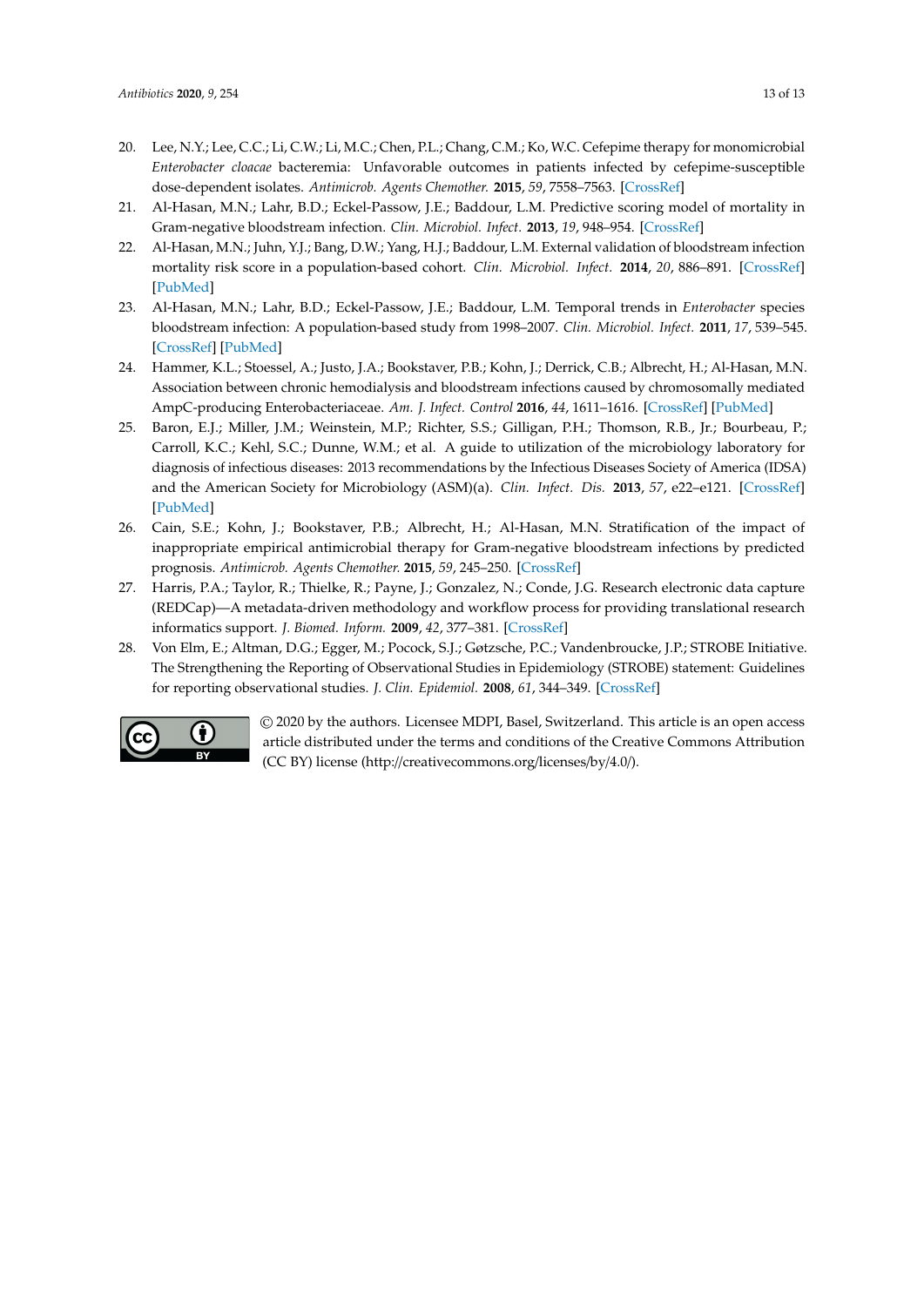20. Lee, N.Y.; Lee, C.C.; Li, C.W.; Li, M.C.; Chen, P.L.; Chang, C.M.; Ko, W.C. Cefepime therapy for monomicrobial *Enterobacter cloacae* bacteremia: Unfavorable outcomes in patients infected by cefepime-susceptible dose-dependent isolates. *Antimicrob. Agents Chemother.* **2015**, *59*, 7558–7563. [CrossRef]
21. Al-Hasan, M.N.; Lahr, B.D.; Eckel-Passow, J.E.; Baddour, L.M. Predictive scoring model of mortality in Gram-negative bloodstream infection. *Clin. Microbiol. Infect.* **2013**, *19*, 948–954. [CrossRef]
22. Al-Hasan, M.N.; Juhn, Y.J.; Bang, D.W.; Yang, H.J.; Baddour, L.M. External validation of bloodstream infection mortality risk score in a population-based cohort. *Clin. Microbiol. Infect.* **2014**, *20*, 886–891. [CrossRef] [PubMed]
23. Al-Hasan, M.N.; Lahr, B.D.; Eckel-Passow, J.E.; Baddour, L.M. Temporal trends in *Enterobacter* species bloodstream infection: A population-based study from 1998–2007. *Clin. Microbiol. Infect.* **2011**, *17*, 539–545. [CrossRef] [PubMed]
24. Hammer, K.L.; Stoessel, A.; Justo, J.A.; Bookstaver, P.B.; Kohn, J.; Derrick, C.B.; Albrecht, H.; Al-Hasan, M.N. Association between chronic hemodialysis and bloodstream infections caused by chromosomally mediated AmpC-producing Enterobacteriaceae. *Am. J. Infect. Control* **2016**, *44*, 1611–1616. [CrossRef] [PubMed]
25. Baron, E.J.; Miller, J.M.; Weinstein, M.P.; Richter, S.S.; Gilligan, P.H.; Thomson, R.B., Jr.; Bourbeau, P.; Carroll, K.C.; Kehl, S.C.; Dunne, W.M.; et al. A guide to utilization of the microbiology laboratory for diagnosis of infectious diseases: 2013 recommendations by the Infectious Diseases Society of America (IDSA) and the American Society for Microbiology (ASM)(a). *Clin. Infect. Dis.* **2013**, *57*, e22–e121. [CrossRef] [PubMed]
26. Cain, S.E.; Kohn, J.; Bookstaver, P.B.; Albrecht, H.; Al-Hasan, M.N. Stratification of the impact of inappropriate empirical antimicrobial therapy for Gram-negative bloodstream infections by predicted prognosis. *Antimicrob. Agents Chemother.* **2015**, *59*, 245–250. [CrossRef]
27. Harris, P.A.; Taylor, R.; Thielke, R.; Payne, J.; Gonzalez, N.; Conde, J.G. Research electronic data capture (REDCap)—A metadata-driven methodology and workflow process for providing translational research informatics support. *J. Biomed. Inform.* **2009**, *42*, 377–381. [CrossRef]
28. Von Elm, E.; Altman, D.G.; Egger, M.; Pocock, S.J.; Gøtzsche, P.C.; Vandenbroucke, J.P.; STROBE Initiative. The Strengthening the Reporting of Observational Studies in Epidemiology (STROBE) statement: Guidelines for reporting observational studies. *J. Clin. Epidemiol.* **2008**, *61*, 344–349. [CrossRef]

© 2020 by the authors. Licensee MDPI, Basel, Switzerland. This article is an open access article distributed under the terms and conditions of the Creative Commons Attribution (CC BY) license (http://creativecommons.org/licenses/by/4.0/).